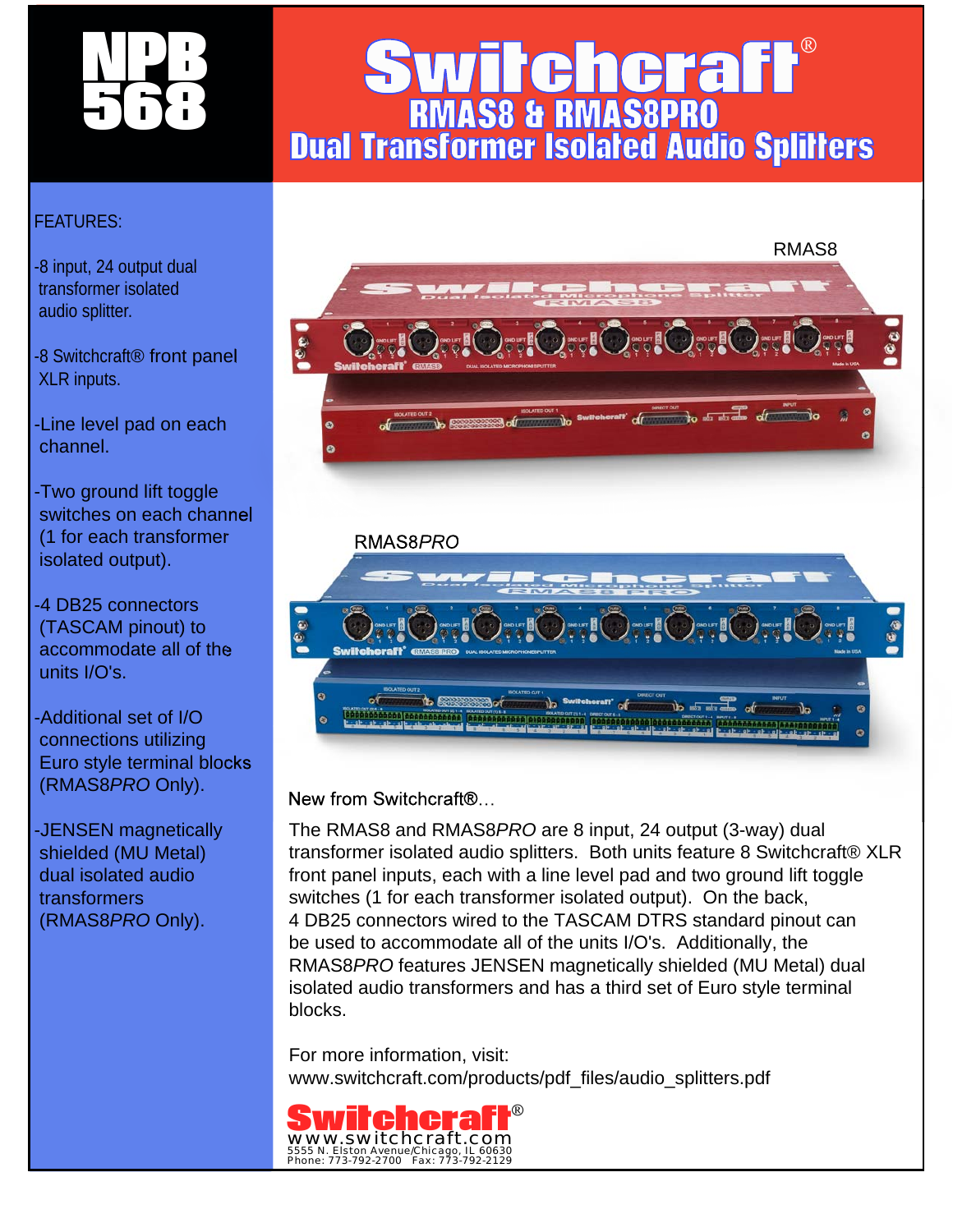# NPB 568

# Switchcraft®

## RMAS8 & RMAS8PRO
## Dual Transformer Isolated Audio Splitters

FEATURES:

-8 input, 24 output dual transformer isolated audio splitter.

-8 Switchcraft® front panel XLR inputs.

-Line level pad on each channel.

-Two ground lift toggle switches on each channel (1 for each transformer isolated output).

-4 DB25 connectors (TASCAM pinout) to accommodate all of the units I/O's.

-Additional set of I/O connections utilizing Euro style terminal blocks (RMAS8*PRO* Only).

-JENSEN magnetically shielded (MU Metal) dual isolated audio transformers (RMAS8*PRO* Only).

RMAS8

RMAS8*PRO*

New from Switchcraft®...

The RMAS8 and RMAS8*PRO* are 8 input, 24 output (3-way) dual transformer isolated audio splitters. Both units feature 8 Switchcraft® XLR front panel inputs, each with a line level pad and two ground lift toggle switches (1 for each transformer isolated output). On the back, 4 DB25 connectors wired to the TASCAM DTRS standard pinout can be used to accommodate all of the units I/O's. Additionally, the RMAS8*PRO* features JENSEN magnetically shielded (MU Metal) dual isolated audio transformers and has a third set of Euro style terminal blocks.

For more information, visit:
www.switchcraft.com/products/pdf_files/audio_splitters.pdf

Switchcraft®
www.switchcraft.com
5555 N. Elston Avenue/Chicago, IL 60630
Phone: 773-792-2700 Fax: 773-792-2129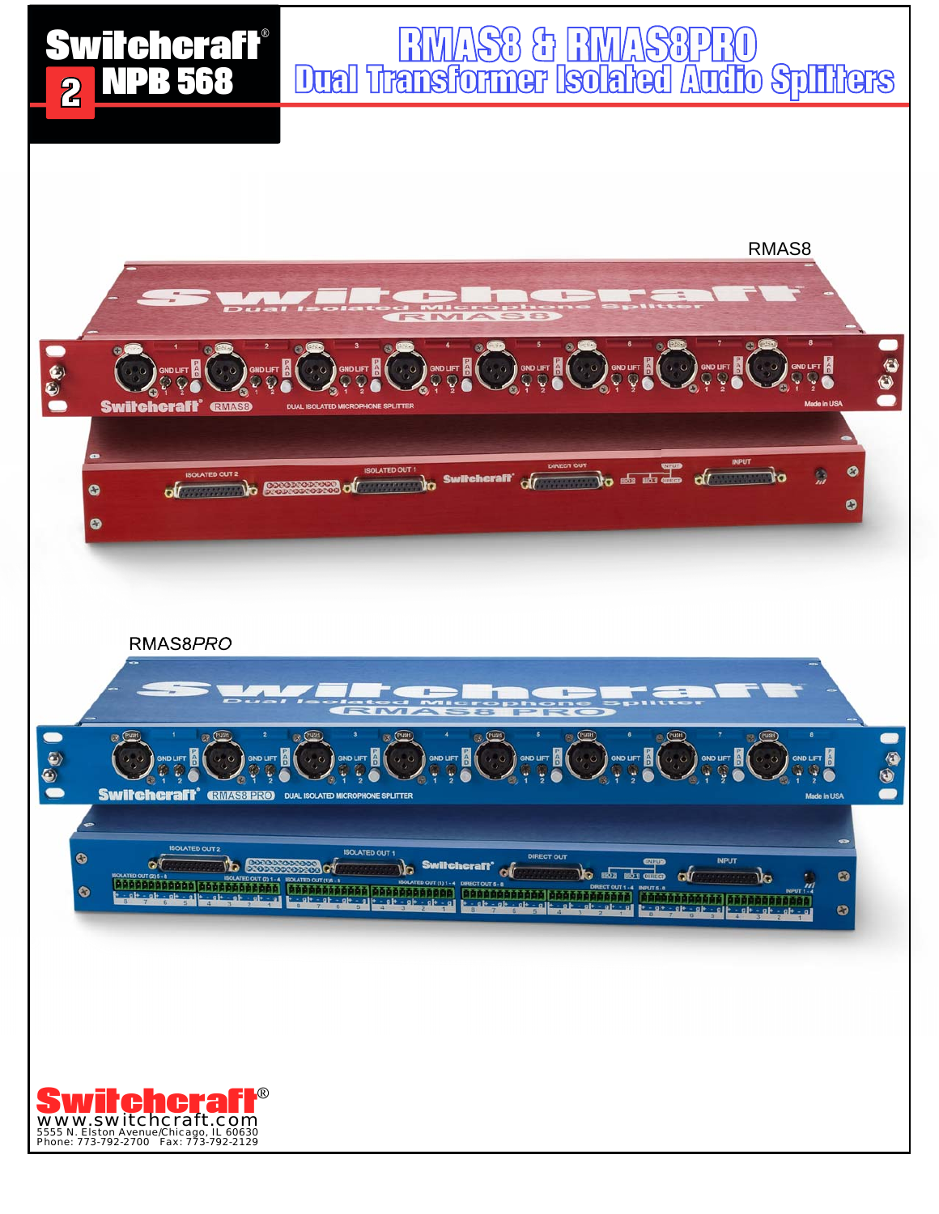Switchcraft®
2 NPB 568

# RMAS8 & RMAS8PRO
## Dual Transformer Isolated Audio Splitters

RMAS8

RMAS8*PRO*

**Switchcraft®**
www.switchcraft.com
5555 N. Elston Avenue/Chicago, IL 60630
Phone: 773-792-2700 Fax: 773-792-2129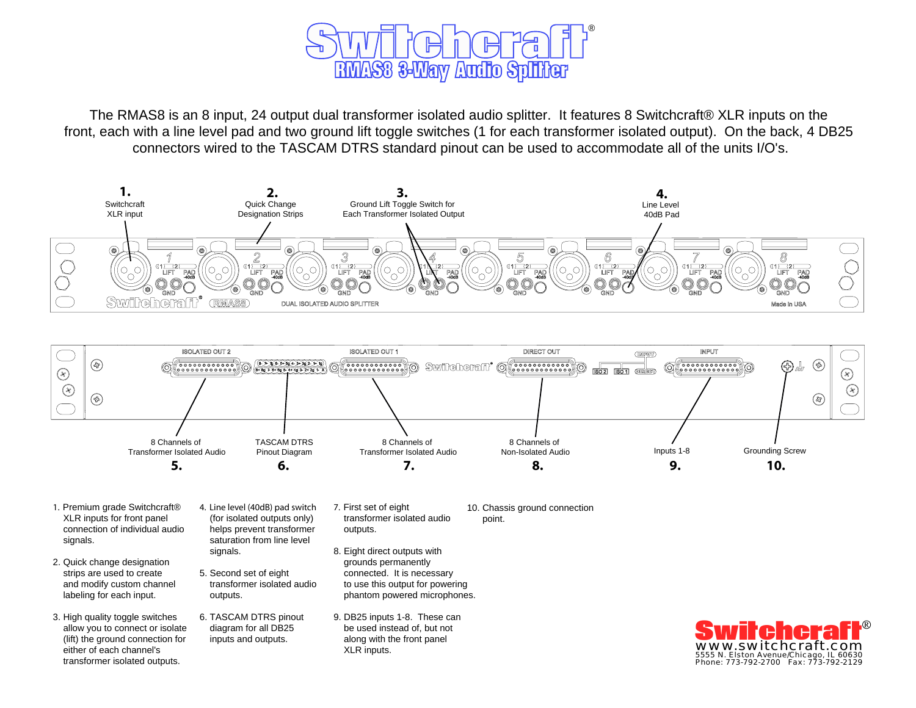# Switchcraft®

## RMAS8 3-Way Audio Splitter

The RMAS8 is an 8 input, 24 output dual transformer isolated audio splitter. It features 8 Switchcraft® XLR inputs on the front, each with a line level pad and two ground lift toggle switches (1 for each transformer isolated output). On the back, 4 DB25 connectors wired to the TASCAM DTRS standard pinout can be used to accommodate all of the units I/O's.

**1.** Switchcraft XLR input

**2.** Quick Change Designation Strips

**3.** Ground Lift Toggle Switch for Each Transformer Isolated Output

**4.** Line Level 40dB Pad

**5.** 8 Channels of Transformer Isolated Audio

**6.** TASCAM DTRS Pinout Diagram

**7.** 8 Channels of Transformer Isolated Audio

**8.** 8 Channels of Non-Isolated Audio

**9.** Inputs 1-8

**10.** Grounding Screw

1. Premium grade Switchcraft® XLR inputs for front panel connection of individual audio signals.
2. Quick change designation strips are used to create and modify custom channel labeling for each input.
3. High quality toggle switches allow you to connect or isolate (lift) the ground connection for either of each channel's transformer isolated outputs.
4. Line level (40dB) pad switch (for isolated outputs only) helps prevent transformer saturation from line level signals.
5. Second set of eight transformer isolated audio outputs.
6. TASCAM DTRS pinout diagram for all DB25 inputs and outputs.
7. First set of eight transformer isolated audio outputs.
8. Eight direct outputs with grounds permanently connected. It is necessary to use this output for powering phantom powered microphones.
9. DB25 inputs 1-8. These can be used instead of, but not along with the front panel XLR inputs.
10. Chassis ground connection point.

**Switchcraft®**
www.switchcraft.com
5555 N. Elston Avenue/Chicago, IL 60630
Phone: 773-792-2700 Fax: 773-792-2129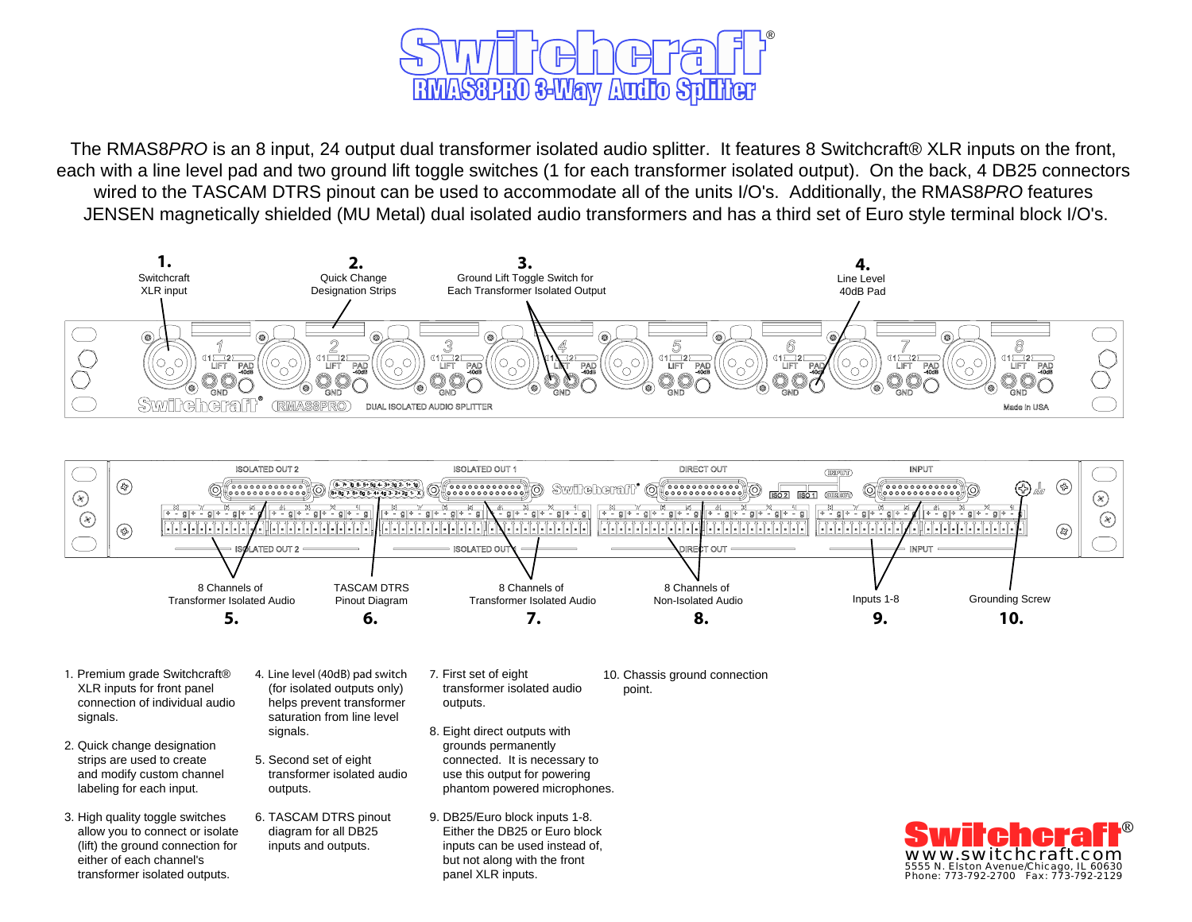# Switchcraft®

## RMAS8PRO 3-Way Audio Splitter

The RMAS8*PRO* is an 8 input, 24 output dual transformer isolated audio splitter. It features 8 Switchcraft® XLR inputs on the front, each with a line level pad and two ground lift toggle switches (1 for each transformer isolated output). On the back, 4 DB25 connectors wired to the TASCAM DTRS pinout can be used to accommodate all of the units I/O's. Additionally, the RMAS8*PRO* features JENSEN magnetically shielded (MU Metal) dual isolated audio transformers and has a third set of Euro style terminal block I/O's.

**1.** Switchcraft XLR input

**2.** Quick Change Designation Strips

**3.** Ground Lift Toggle Switch for Each Transformer Isolated Output

**4.** Line Level 40dB Pad

**5.** 8 Channels of Transformer Isolated Audio

**6.** TASCAM DTRS Pinout Diagram

**7.** 8 Channels of Transformer Isolated Audio

**8.** 8 Channels of Non-Isolated Audio

**9.** Inputs 1-8

**10.** Grounding Screw

1. Premium grade Switchcraft® XLR inputs for front panel connection of individual audio signals.
2. Quick change designation strips are used to create and modify custom channel labeling for each input.
3. High quality toggle switches allow you to connect or isolate (lift) the ground connection for either of each channel's transformer isolated outputs.
4. Line level (40dB) pad switch (for isolated outputs only) helps prevent transformer saturation from line level signals.
5. Second set of eight transformer isolated audio outputs.
6. TASCAM DTRS pinout diagram for all DB25 inputs and outputs.
7. First set of eight transformer isolated audio outputs.
8. Eight direct outputs with grounds permanently connected. It is necessary to use this output for powering phantom powered microphones.
9. DB25/Euro block inputs 1-8. Either the DB25 or Euro block inputs can be used instead of, but not along with the front panel XLR inputs.
10. Chassis ground connection point.

**Switchcraft®**
www.switchcraft.com
5555 N. Elston Avenue/Chicago, IL 60630
Phone: 773-792-2700 Fax: 773-792-2129